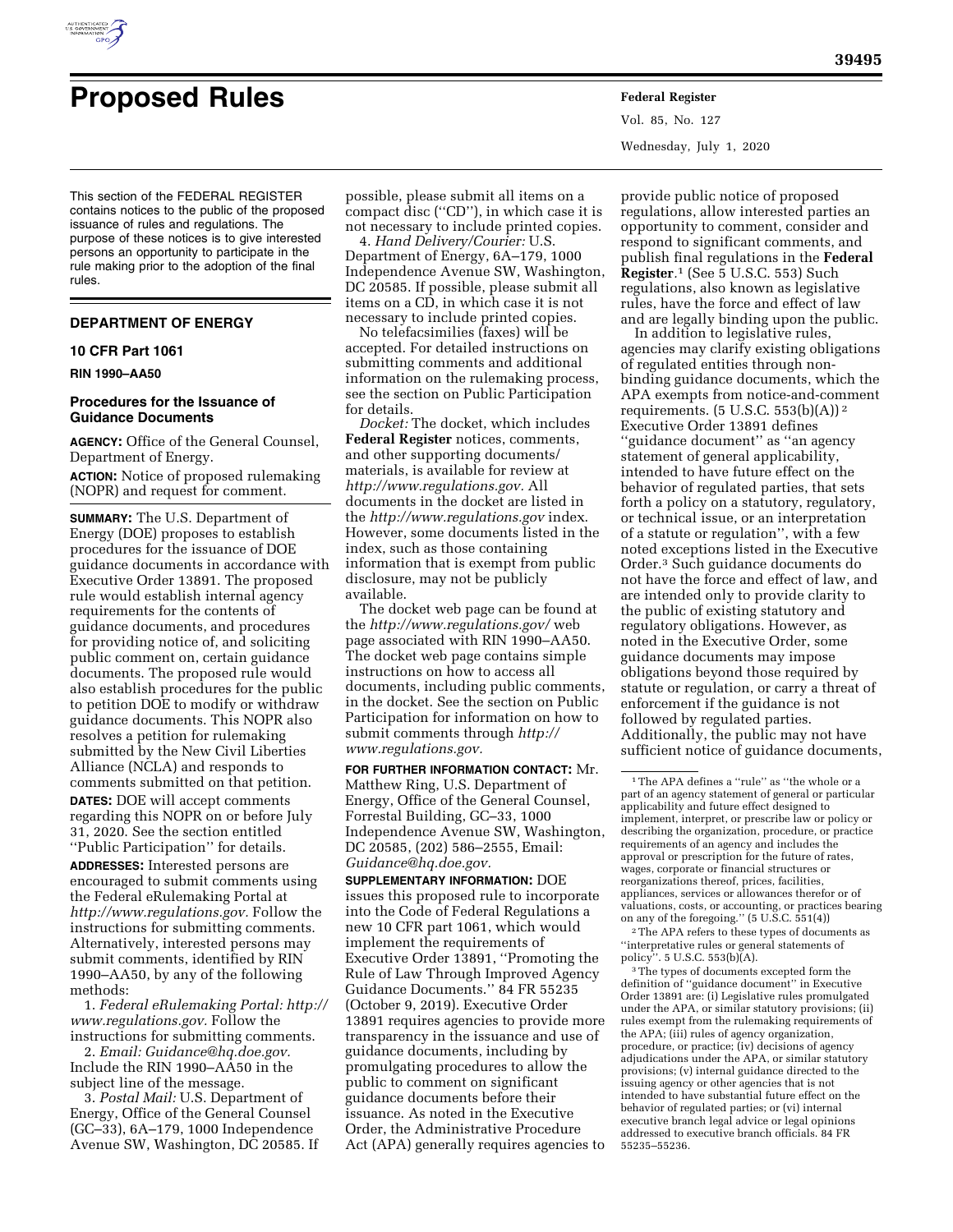# Proposed Rules

This section of the FEDERAL REGISTER contains notices to the public of the proposed issuance of rules and regulations. The purpose of these notices is to give interested persons an opportunity to participate in the rule making prior to the adoption of the final rules.

## DEPARTMENT OF ENERGY

### 10 CFR Part 1061

**RIN 1990–AA50**

### Procedures for the Issuance of Guidance Documents

**AGENCY:** Office of the General Counsel, Department of Energy.

**ACTION:** Notice of proposed rulemaking (NOPR) and request for comment.

**SUMMARY:** The U.S. Department of Energy (DOE) proposes to establish procedures for the issuance of DOE guidance documents in accordance with Executive Order 13891. The proposed rule would establish internal agency requirements for the contents of guidance documents, and procedures for providing notice of, and soliciting public comment on, certain guidance documents. The proposed rule would also establish procedures for the public to petition DOE to modify or withdraw guidance documents. This NOPR also resolves a petition for rulemaking submitted by the New Civil Liberties Alliance (NCLA) and responds to comments submitted on that petition.

**DATES:** DOE will accept comments regarding this NOPR on or before July 31, 2020. See the section entitled ''Public Participation'' for details.

**ADDRESSES:** Interested persons are encouraged to submit comments using the Federal eRulemaking Portal at *http://www.regulations.gov.* Follow the instructions for submitting comments. Alternatively, interested persons may submit comments, identified by RIN 1990–AA50, by any of the following methods:

1. *Federal eRulemaking Portal: http://www.regulations.gov.* Follow the instructions for submitting comments.

2. *Email: Guidance@hq.doe.gov.* Include the RIN 1990–AA50 in the subject line of the message.

3. *Postal Mail:* U.S. Department of Energy, Office of the General Counsel (GC–33), 6A–179, 1000 Independence Avenue SW, Washington, DC 20585. If possible, please submit all items on a compact disc (''CD''), in which case it is not necessary to include printed copies.

4. *Hand Delivery/Courier:* U.S. Department of Energy, 6A–179, 1000 Independence Avenue SW, Washington, DC 20585. If possible, please submit all items on a CD, in which case it is not necessary to include printed copies.

No telefacsimilies (faxes) will be accepted. For detailed instructions on submitting comments and additional information on the rulemaking process, see the section on Public Participation for details.

*Docket:* The docket, which includes **Federal Register** notices, comments, and other supporting documents/materials, is available for review at *http://www.regulations.gov.* All documents in the docket are listed in the *http://www.regulations.gov* index. However, some documents listed in the index, such as those containing information that is exempt from public disclosure, may not be publicly available.

The docket web page can be found at the *http://www.regulations.gov/* web page associated with RIN 1990–AA50. The docket web page contains simple instructions on how to access all documents, including public comments, in the docket. See the section on Public Participation for information on how to submit comments through *http://www.regulations.gov.*

**FOR FURTHER INFORMATION CONTACT:** Mr. Matthew Ring, U.S. Department of Energy, Office of the General Counsel, Forrestal Building, GC–33, 1000 Independence Avenue SW, Washington, DC 20585, (202) 586–2555, Email: *Guidance@hq.doe.gov.*

**SUPPLEMENTARY INFORMATION:** DOE issues this proposed rule to incorporate into the Code of Federal Regulations a new 10 CFR part 1061, which would implement the requirements of Executive Order 13891, ''Promoting the Rule of Law Through Improved Agency Guidance Documents.'' 84 FR 55235 (October 9, 2019). Executive Order 13891 requires agencies to provide more transparency in the issuance and use of guidance documents, including by promulgating procedures to allow the public to comment on significant guidance documents before their issuance. As noted in the Executive Order, the Administrative Procedure Act (APA) generally requires agencies to provide public notice of proposed regulations, allow interested parties an opportunity to comment, consider and respond to significant comments, and publish final regulations in the **Federal Register**.[1] (See 5 U.S.C. 553) Such regulations, also known as legislative rules, have the force and effect of law and are legally binding upon the public.

In addition to legislative rules, agencies may clarify existing obligations of regulated entities through non-binding guidance documents, which the APA exempts from notice-and-comment requirements. (5 U.S.C. 553(b)(A))[2] Executive Order 13891 defines ''guidance document'' as ''an agency statement of general applicability, intended to have future effect on the behavior of regulated parties, that sets forth a policy on a statutory, regulatory, or technical issue, or an interpretation of a statute or regulation'', with a few noted exceptions listed in the Executive Order.[3] Such guidance documents do not have the force and effect of law, and are intended only to provide clarity to the public of existing statutory and regulatory obligations. However, as noted in the Executive Order, some guidance documents may impose obligations beyond those required by statute or regulation, or carry a threat of enforcement if the guidance is not followed by regulated parties. Additionally, the public may not have sufficient notice of guidance documents,

---

[1] The APA defines a ''rule'' as ''the whole or a part of an agency statement of general or particular applicability and future effect designed to implement, interpret, or prescribe law or policy or describing the organization, procedure, or practice requirements of an agency and includes the approval or prescription for the future of rates, wages, corporate or financial structures or reorganizations thereof, prices, facilities, appliances, services or allowances therefor or of valuations, costs, or accounting, or practices bearing on any of the foregoing.'' (5 U.S.C. 551(4))

[2] The APA refers to these types of documents as ''interpretative rules or general statements of policy''. 5 U.S.C. 553(b)(A).

[3] The types of documents excepted form the definition of ''guidance document'' in Executive Order 13891 are: (i) Legislative rules promulgated under the APA, or similar statutory provisions; (ii) rules exempt from the rulemaking requirements of the APA; (iii) rules of agency organization, procedure, or practice; (iv) decisions of agency adjudications under the APA, or similar statutory provisions; (v) internal guidance directed to the issuing agency or other agencies that is not intended to have substantial future effect on the behavior of regulated parties; or (vi) internal executive branch legal advice or legal opinions addressed to executive branch officials. 84 FR 55235–55236.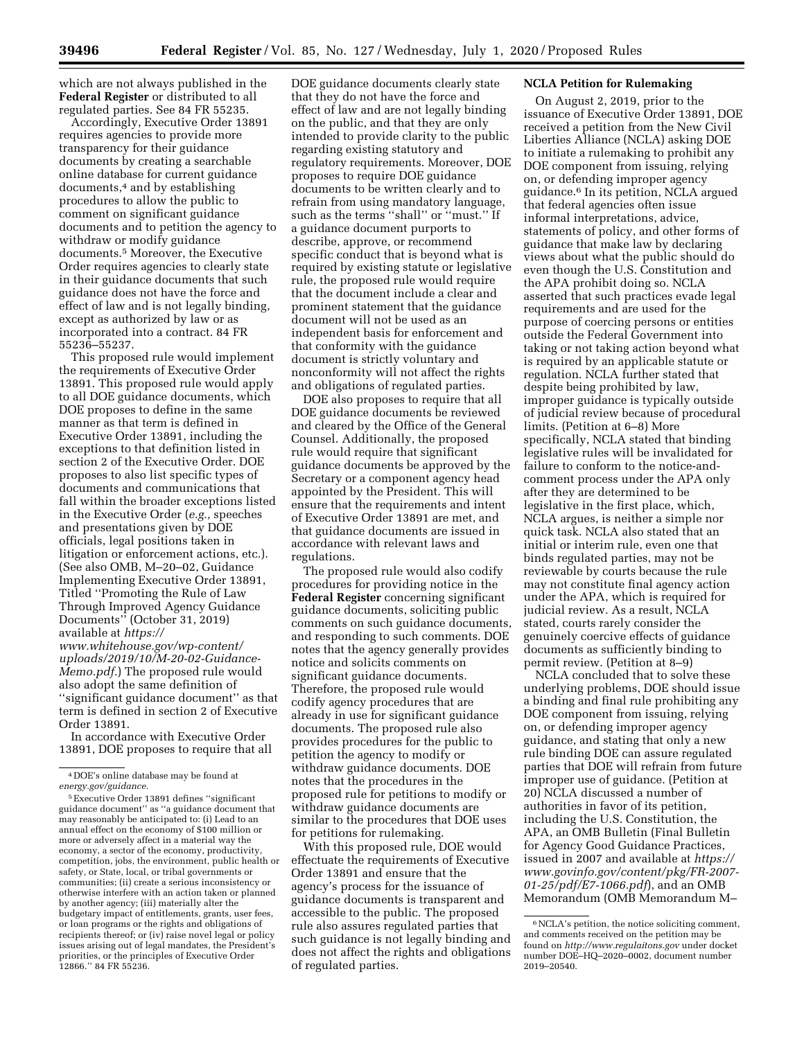which are not always published in the **Federal Register** or distributed to all regulated parties. See 84 FR 55235.

Accordingly, Executive Order 13891 requires agencies to provide more transparency for their guidance documents by creating a searchable online database for current guidance documents,[4] and by establishing procedures to allow the public to comment on significant guidance documents and to petition the agency to withdraw or modify guidance documents.[5] Moreover, the Executive Order requires agencies to clearly state in their guidance documents that such guidance does not have the force and effect of law and is not legally binding, except as authorized by law or as incorporated into a contract. 84 FR 55236–55237.

This proposed rule would implement the requirements of Executive Order 13891. This proposed rule would apply to all DOE guidance documents, which DOE proposes to define in the same manner as that term is defined in Executive Order 13891, including the exceptions to that definition listed in section 2 of the Executive Order. DOE proposes to also list specific types of documents and communications that fall within the broader exceptions listed in the Executive Order (*e.g.,* speeches and presentations given by DOE officials, legal positions taken in litigation or enforcement actions, etc.). (See also OMB, M–20–02, Guidance Implementing Executive Order 13891, Titled ''Promoting the Rule of Law Through Improved Agency Guidance Documents'' (October 31, 2019) available at *https://www.whitehouse.gov/wp-content/uploads/2019/10/M-20-02-Guidance-Memo.pdf*.) The proposed rule would also adopt the same definition of ''significant guidance document'' as that term is defined in section 2 of Executive Order 13891.

In accordance with Executive Order 13891, DOE proposes to require that all DOE guidance documents clearly state that they do not have the force and effect of law and are not legally binding on the public, and that they are only intended to provide clarity to the public regarding existing statutory and regulatory requirements. Moreover, DOE proposes to require DOE guidance documents to be written clearly and to refrain from using mandatory language, such as the terms ''shall'' or ''must.'' If a guidance document purports to describe, approve, or recommend specific conduct that is beyond what is required by existing statute or legislative rule, the proposed rule would require that the document include a clear and prominent statement that the guidance document will not be used as an independent basis for enforcement and that conformity with the guidance document is strictly voluntary and nonconformity will not affect the rights and obligations of regulated parties.

DOE also proposes to require that all DOE guidance documents be reviewed and cleared by the Office of the General Counsel. Additionally, the proposed rule would require that significant guidance documents be approved by the Secretary or a component agency head appointed by the President. This will ensure that the requirements and intent of Executive Order 13891 are met, and that guidance documents are issued in accordance with relevant laws and regulations.

The proposed rule would also codify procedures for providing notice in the **Federal Register** concerning significant guidance documents, soliciting public comments on such guidance documents, and responding to such comments. DOE notes that the agency generally provides notice and solicits comments on significant guidance documents. Therefore, the proposed rule would codify agency procedures that are already in use for significant guidance documents. The proposed rule also provides procedures for the public to petition the agency to modify or withdraw guidance documents. DOE notes that the procedures in the proposed rule for petitions to modify or withdraw guidance documents are similar to the procedures that DOE uses for petitions for rulemaking.

With this proposed rule, DOE would effectuate the requirements of Executive Order 13891 and ensure that the agency's process for the issuance of guidance documents is transparent and accessible to the public. The proposed rule also assures regulated parties that such guidance is not legally binding and does not affect the rights and obligations of regulated parties.

**NCLA Petition for Rulemaking**

On August 2, 2019, prior to the issuance of Executive Order 13891, DOE received a petition from the New Civil Liberties Alliance (NCLA) asking DOE to initiate a rulemaking to prohibit any DOE component from issuing, relying on, or defending improper agency guidance.[6] In its petition, NCLA argued that federal agencies often issue informal interpretations, advice, statements of policy, and other forms of guidance that make law by declaring views about what the public should do even though the U.S. Constitution and the APA prohibit doing so. NCLA asserted that such practices evade legal requirements and are used for the purpose of coercing persons or entities outside the Federal Government into taking or not taking action beyond what is required by an applicable statute or regulation. NCLA further stated that despite being prohibited by law, improper guidance is typically outside of judicial review because of procedural limits. (Petition at 6–8) More specifically, NCLA stated that binding legislative rules will be invalidated for failure to conform to the notice-and-comment process under the APA only after they are determined to be legislative in the first place, which, NCLA argues, is neither a simple nor quick task. NCLA also stated that an initial or interim rule, even one that binds regulated parties, may not be reviewable by courts because the rule may not constitute final agency action under the APA, which is required for judicial review. As a result, NCLA stated, courts rarely consider the genuinely coercive effects of guidance documents as sufficiently binding to permit review. (Petition at 8–9)

NCLA concluded that to solve these underlying problems, DOE should issue a binding and final rule prohibiting any DOE component from issuing, relying on, or defending improper agency guidance, and stating that only a new rule binding DOE can assure regulated parties that DOE will refrain from future improper use of guidance. (Petition at 20) NCLA discussed a number of authorities in favor of its petition, including the U.S. Constitution, the APA, an OMB Bulletin (Final Bulletin for Agency Good Guidance Practices, issued in 2007 and available at *https://www.govinfo.gov/content/pkg/FR-2007-01-25/pdf/E7-1066.pdf*), and an OMB Memorandum (OMB Memorandum M–

---

[4] DOE's online database may be found at *energy.gov/guidance*.

[5] Executive Order 13891 defines ''significant guidance document'' as ''a guidance document that may reasonably be anticipated to: (i) Lead to an annual effect on the economy of $100 million or more or adversely affect in a material way the economy, a sector of the economy, productivity, competition, jobs, the environment, public health or safety, or State, local, or tribal governments or communities; (ii) create a serious inconsistency or otherwise interfere with an action taken or planned by another agency; (iii) materially alter the budgetary impact of entitlements, grants, user fees, or loan programs or the rights and obligations of recipients thereof; or (iv) raise novel legal or policy issues arising out of legal mandates, the President's priorities, or the principles of Executive Order 12866.'' 84 FR 55236.

[6] NCLA's petition, the notice soliciting comment, and comments received on the petition may be found on *http://www.regulaitons.gov* under docket number DOE–HQ–2020–0002, document number 2019–20540.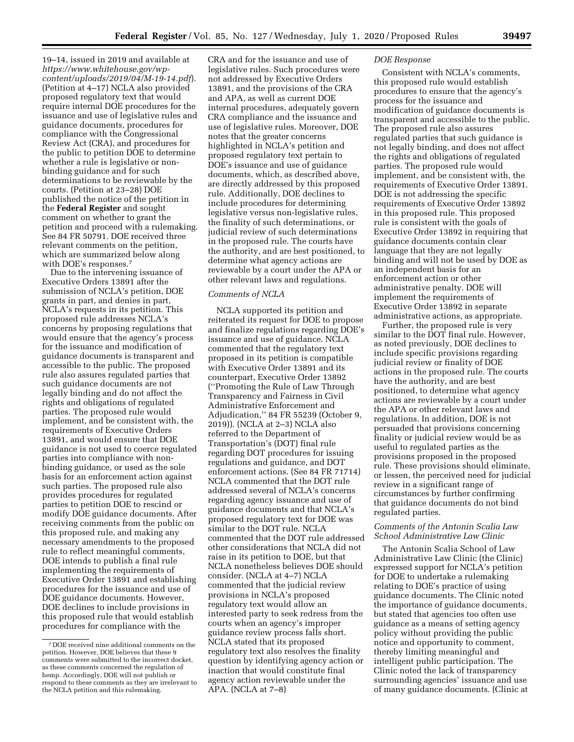19–14, issued in 2019 and available at *https://www.whitehouse.gov/wp-content/uploads/2019/04/M-19-14.pdf*). (Petition at 4–17) NCLA also provided proposed regulatory text that would require internal DOE procedures for the issuance and use of legislative rules and guidance documents, procedures for compliance with the Congressional Review Act (CRA), and procedures for the public to petition DOE to determine whether a rule is legislative or non-binding guidance and for such determinations to be reviewable by the courts. (Petition at 23–28) DOE published the notice of the petition in the **Federal Register** and sought comment on whether to grant the petition and proceed with a rulemaking. See 84 FR 50791. DOE received three relevant comments on the petition, which are summarized below along with DOE's responses.[7]

Due to the intervening issuance of Executive Orders 13891 after the submission of NCLA's petition, DOE grants in part, and denies in part, NCLA's requests in its petition. This proposed rule addresses NCLA's concerns by proposing regulations that would ensure that the agency's process for the issuance and modification of guidance documents is transparent and accessible to the public. The proposed rule also assures regulated parties that such guidance documents are not legally binding and do not affect the rights and obligations of regulated parties. The proposed rule would implement, and be consistent with, the requirements of Executive Orders 13891, and would ensure that DOE guidance is not used to coerce regulated parties into compliance with non-binding guidance, or used as the sole basis for an enforcement action against such parties. The proposed rule also provides procedures for regulated parties to petition DOE to rescind or modify DOE guidance documents. After receiving comments from the public on this proposed rule, and making any necessary amendments to the proposed rule to reflect meaningful comments, DOE intends to publish a final rule implementing the requirements of Executive Order 13891 and establishing procedures for the issuance and use of DOE guidance documents. However, DOE declines to include provisions in this proposed rule that would establish procedures for compliance with the CRA and for the issuance and use of legislative rules. Such procedures were not addressed by Executive Orders 13891, and the provisions of the current CRA and APA, as well as current DOE internal procedures, adequately govern CRA compliance and the issuance and use of legislative rules. Moreover, DOE notes that the greater concerns highlighted in NCLA's petition and proposed regulatory text pertain to DOE's issuance and use of guidance documents, which, as described above, are directly addressed by this proposed rule. Additionally, DOE declines to include procedures for determining legislative versus non-legislative rules, the finality of such determinations, or judicial review of such determinations in the proposed rule. The courts have the authority, and are best positioned, to determine what agency actions are reviewable by a court under the APA or other relevant laws and regulations.

*Comments of NCLA*

NCLA supported its petition and reiterated its request for DOE to propose and finalize regulations regarding DOE's issuance and use of guidance. NCLA commented that the regulatory text proposed in its petition is compatible with Executive Order 13891 and its counterpart, Executive Order 13892 (''Promoting the Rule of Law Through Transparency and Fairness in Civil Administrative Enforcement and Adjudication,'' 84 FR 55239 (October 9, 2019)). (NCLA at 2–3) NCLA also referred to the Department of Transportation's (DOT) final rule regarding DOT procedures for issuing regulations and guidance, and DOT enforcement actions. (See 84 FR 71714) NCLA commented that the DOT rule addressed several of NCLA's concerns regarding agency issuance and use of guidance documents and that NCLA's proposed regulatory text for DOE was similar to the DOT rule. NCLA commented that the DOT rule addressed other considerations that NCLA did not raise in its petition to DOE, but that NCLA nonetheless believes DOE should consider. (NCLA at 4–7) NCLA commented that the judicial review provisions in NCLA's proposed regulatory text would allow an interested party to seek redress from the courts when an agency's improper guidance review process falls short. NCLA stated that its proposed regulatory text also resolves the finality question by identifying agency action or inaction that would constitute final agency action reviewable under the APA. (NCLA at 7–8)

*DOE Response*

Consistent with NCLA's comments, this proposed rule would establish procedures to ensure that the agency's process for the issuance and modification of guidance documents is transparent and accessible to the public. The proposed rule also assures regulated parties that such guidance is not legally binding, and does not affect the rights and obligations of regulated parties. The proposed rule would implement, and be consistent with, the requirements of Executive Order 13891. DOE is not addressing the specific requirements of Executive Order 13892 in this proposed rule. This proposed rule is consistent with the goals of Executive Order 13892 in requiring that guidance documents contain clear language that they are not legally binding and will not be used by DOE as an independent basis for an enforcement action or other administrative penalty. DOE will implement the requirements of Executive Order 13892 in separate administrative actions, as appropriate.

Further, the proposed rule is very similar to the DOT final rule. However, as noted previously, DOE declines to include specific provisions regarding judicial review or finality of DOE actions in the proposed rule. The courts have the authority, and are best positioned, to determine what agency actions are reviewable by a court under the APA or other relevant laws and regulations. In addition, DOE is not persuaded that provisions concerning finality or judicial review would be as useful to regulated parties as the provisions proposed in the proposed rule. These provisions should eliminate, or lessen, the perceived need for judicial review in a significant range of circumstances by further confirming that guidance documents do not bind regulated parties.

*Comments of the Antonin Scalia Law School Administrative Law Clinic*

The Antonin Scalia School of Law Administrative Law Clinic (the Clinic) expressed support for NCLA's petition for DOE to undertake a rulemaking relating to DOE's practice of using guidance documents. The Clinic noted the importance of guidance documents, but stated that agencies too often use guidance as a means of setting agency policy without providing the public notice and opportunity to comment, thereby limiting meaningful and intelligent public participation. The Clinic noted the lack of transparency surrounding agencies' issuance and use of many guidance documents. (Clinic at

[7] DOE received nine additional comments on the petition. However, DOE believes that these 9 comments were submitted to the incorrect docket, as these comments concerned the regulation of hemp. Accordingly, DOE will not publish or respond to these comments as they are irrelevant to the NCLA petition and this rulemaking.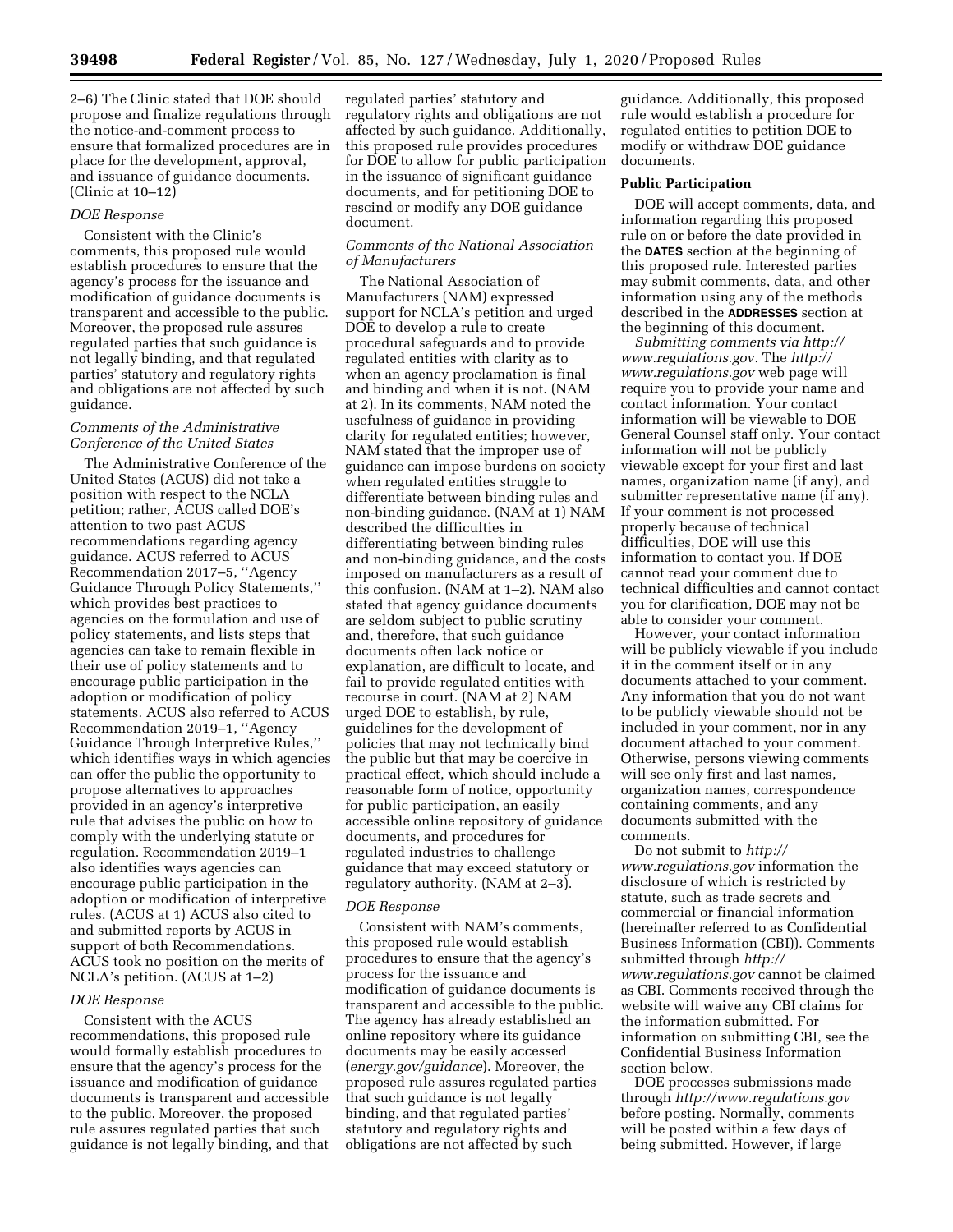2–6) The Clinic stated that DOE should propose and finalize regulations through the notice-and-comment process to ensure that formalized procedures are in place for the development, approval, and issuance of guidance documents. (Clinic at 10–12)

*DOE Response*

Consistent with the Clinic's comments, this proposed rule would establish procedures to ensure that the agency's process for the issuance and modification of guidance documents is transparent and accessible to the public. Moreover, the proposed rule assures regulated parties that such guidance is not legally binding, and that regulated parties' statutory and regulatory rights and obligations are not affected by such guidance.

*Comments of the Administrative Conference of the United States*

The Administrative Conference of the United States (ACUS) did not take a position with respect to the NCLA petition; rather, ACUS called DOE's attention to two past ACUS recommendations regarding agency guidance. ACUS referred to ACUS Recommendation 2017–5, ''Agency Guidance Through Policy Statements,'' which provides best practices to agencies on the formulation and use of policy statements, and lists steps that agencies can take to remain flexible in their use of policy statements and to encourage public participation in the adoption or modification of policy statements. ACUS also referred to ACUS Recommendation 2019–1, ''Agency Guidance Through Interpretive Rules,'' which identifies ways in which agencies can offer the public the opportunity to propose alternatives to approaches provided in an agency's interpretive rule that advises the public on how to comply with the underlying statute or regulation. Recommendation 2019–1 also identifies ways agencies can encourage public participation in the adoption or modification of interpretive rules. (ACUS at 1) ACUS also cited to and submitted reports by ACUS in support of both Recommendations. ACUS took no position on the merits of NCLA's petition. (ACUS at 1–2)

*DOE Response*

Consistent with the ACUS recommendations, this proposed rule would formally establish procedures to ensure that the agency's process for the issuance and modification of guidance documents is transparent and accessible to the public. Moreover, the proposed rule assures regulated parties that such guidance is not legally binding, and that regulated parties' statutory and regulatory rights and obligations are not affected by such guidance. Additionally, this proposed rule provides procedures for DOE to allow for public participation in the issuance of significant guidance documents, and for petitioning DOE to rescind or modify any DOE guidance document.

*Comments of the National Association of Manufacturers*

The National Association of Manufacturers (NAM) expressed support for NCLA's petition and urged DOE to develop a rule to create procedural safeguards and to provide regulated entities with clarity as to when an agency proclamation is final and binding and when it is not. (NAM at 2). In its comments, NAM noted the usefulness of guidance in providing clarity for regulated entities; however, NAM stated that the improper use of guidance can impose burdens on society when regulated entities struggle to differentiate between binding rules and non-binding guidance. (NAM at 1) NAM described the difficulties in differentiating between binding rules and non-binding guidance, and the costs imposed on manufacturers as a result of this confusion. (NAM at 1–2). NAM also stated that agency guidance documents are seldom subject to public scrutiny and, therefore, that such guidance documents often lack notice or explanation, are difficult to locate, and fail to provide regulated entities with recourse in court. (NAM at 2) NAM urged DOE to establish, by rule, guidelines for the development of policies that may not technically bind the public but that may be coercive in practical effect, which should include a reasonable form of notice, opportunity for public participation, an easily accessible online repository of guidance documents, and procedures for regulated industries to challenge guidance that may exceed statutory or regulatory authority. (NAM at 2–3).

*DOE Response*

Consistent with NAM's comments, this proposed rule would establish procedures to ensure that the agency's process for the issuance and modification of guidance documents is transparent and accessible to the public. The agency has already established an online repository where its guidance documents may be easily accessed (*energy.gov/guidance*). Moreover, the proposed rule assures regulated parties that such guidance is not legally binding, and that regulated parties' statutory and regulatory rights and obligations are not affected by such guidance. Additionally, this proposed rule would establish a procedure for regulated entities to petition DOE to modify or withdraw DOE guidance documents.

**Public Participation**

DOE will accept comments, data, and information regarding this proposed rule on or before the date provided in the **DATES** section at the beginning of this proposed rule. Interested parties may submit comments, data, and other information using any of the methods described in the **ADDRESSES** section at the beginning of this document.

*Submitting comments via http://www.regulations.gov.* The *http://www.regulations.gov* web page will require you to provide your name and contact information. Your contact information will be viewable to DOE General Counsel staff only. Your contact information will not be publicly viewable except for your first and last names, organization name (if any), and submitter representative name (if any). If your comment is not processed properly because of technical difficulties, DOE will use this information to contact you. If DOE cannot read your comment due to technical difficulties and cannot contact you for clarification, DOE may not be able to consider your comment.

However, your contact information will be publicly viewable if you include it in the comment itself or in any documents attached to your comment. Any information that you do not want to be publicly viewable should not be included in your comment, nor in any document attached to your comment. Otherwise, persons viewing comments will see only first and last names, organization names, correspondence containing comments, and any documents submitted with the comments.

Do not submit to *http://www.regulations.gov* information the disclosure of which is restricted by statute, such as trade secrets and commercial or financial information (hereinafter referred to as Confidential Business Information (CBI)). Comments submitted through *http://www.regulations.gov* cannot be claimed as CBI. Comments received through the website will waive any CBI claims for the information submitted. For information on submitting CBI, see the Confidential Business Information section below.

DOE processes submissions made through *http://www.regulations.gov* before posting. Normally, comments will be posted within a few days of being submitted. However, if large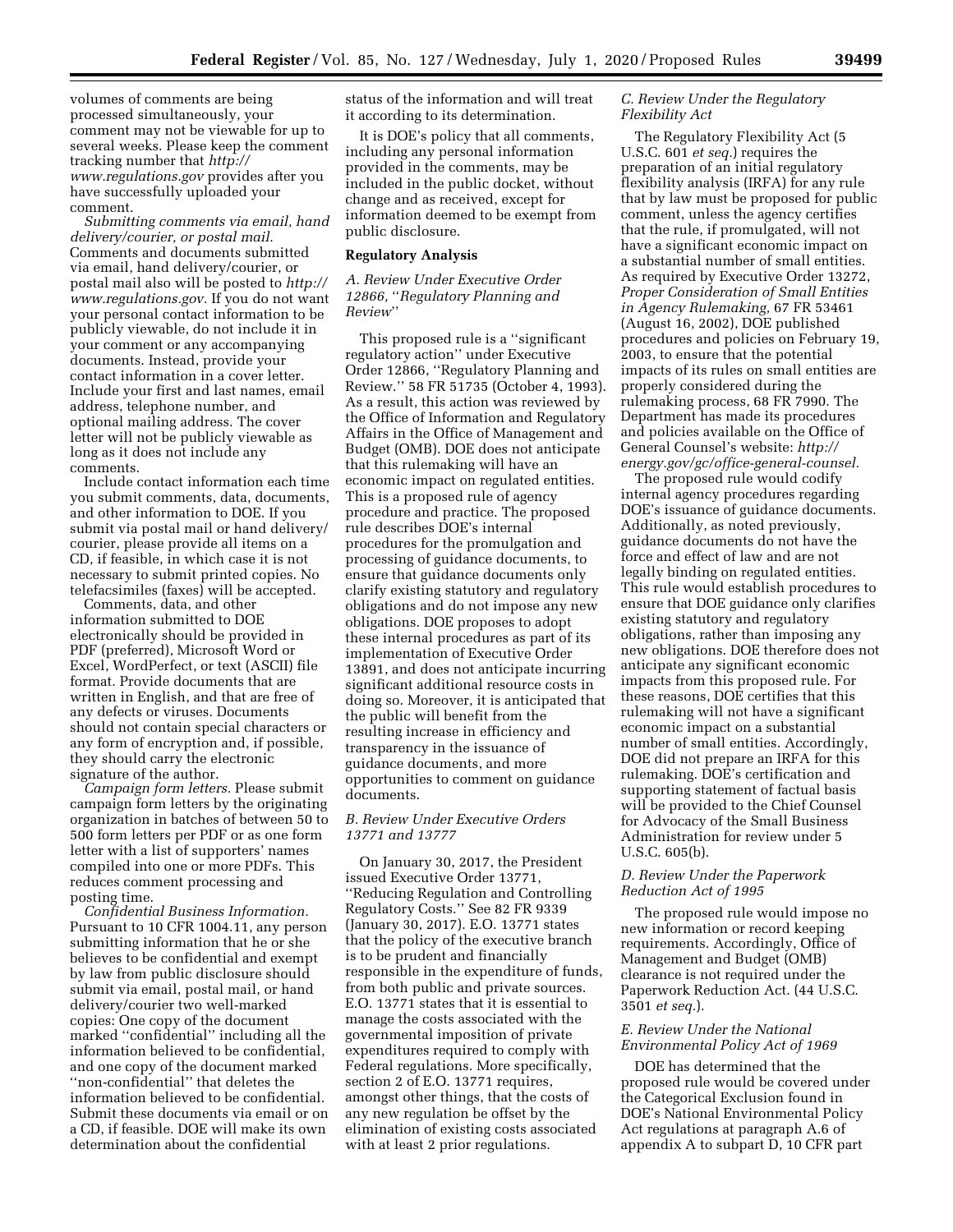volumes of comments are being processed simultaneously, your comment may not be viewable for up to several weeks. Please keep the comment tracking number that *http://www.regulations.gov* provides after you have successfully uploaded your comment.

*Submitting comments via email, hand delivery/courier, or postal mail.* Comments and documents submitted via email, hand delivery/courier, or postal mail also will be posted to *http://www.regulations.gov.* If you do not want your personal contact information to be publicly viewable, do not include it in your comment or any accompanying documents. Instead, provide your contact information in a cover letter. Include your first and last names, email address, telephone number, and optional mailing address. The cover letter will not be publicly viewable as long as it does not include any comments.

Include contact information each time you submit comments, data, documents, and other information to DOE. If you submit via postal mail or hand delivery/courier, please provide all items on a CD, if feasible, in which case it is not necessary to submit printed copies. No telefacsimiles (faxes) will be accepted.

Comments, data, and other information submitted to DOE electronically should be provided in PDF (preferred), Microsoft Word or Excel, WordPerfect, or text (ASCII) file format. Provide documents that are written in English, and that are free of any defects or viruses. Documents should not contain special characters or any form of encryption and, if possible, they should carry the electronic signature of the author.

*Campaign form letters.* Please submit campaign form letters by the originating organization in batches of between 50 to 500 form letters per PDF or as one form letter with a list of supporters' names compiled into one or more PDFs. This reduces comment processing and posting time.

*Confidential Business Information.* Pursuant to 10 CFR 1004.11, any person submitting information that he or she believes to be confidential and exempt by law from public disclosure should submit via email, postal mail, or hand delivery/courier two well-marked copies: One copy of the document marked "confidential" including all the information believed to be confidential, and one copy of the document marked "non-confidential" that deletes the information believed to be confidential. Submit these documents via email or on a CD, if feasible. DOE will make its own determination about the confidential status of the information and will treat it according to its determination.

It is DOE's policy that all comments, including any personal information provided in the comments, may be included in the public docket, without change and as received, except for information deemed to be exempt from public disclosure.

## Regulatory Analysis

### *A. Review Under Executive Order 12866, "Regulatory Planning and Review"*

This proposed rule is a "significant regulatory action" under Executive Order 12866, "Regulatory Planning and Review." 58 FR 51735 (October 4, 1993). As a result, this action was reviewed by the Office of Information and Regulatory Affairs in the Office of Management and Budget (OMB). DOE does not anticipate that this rulemaking will have an economic impact on regulated entities. This is a proposed rule of agency procedure and practice. The proposed rule describes DOE's internal procedures for the promulgation and processing of guidance documents, to ensure that guidance documents only clarify existing statutory and regulatory obligations and do not impose any new obligations. DOE proposes to adopt these internal procedures as part of its implementation of Executive Order 13891, and does not anticipate incurring significant additional resource costs in doing so. Moreover, it is anticipated that the public will benefit from the resulting increase in efficiency and transparency in the issuance of guidance documents, and more opportunities to comment on guidance documents.

### *B. Review Under Executive Orders 13771 and 13777*

On January 30, 2017, the President issued Executive Order 13771, "Reducing Regulation and Controlling Regulatory Costs." See 82 FR 9339 (January 30, 2017). E.O. 13771 states that the policy of the executive branch is to be prudent and financially responsible in the expenditure of funds, from both public and private sources. E.O. 13771 states that it is essential to manage the costs associated with the governmental imposition of private expenditures required to comply with Federal regulations. More specifically, section 2 of E.O. 13771 requires, amongst other things, that the costs of any new regulation be offset by the elimination of existing costs associated with at least 2 prior regulations.

### *C. Review Under the Regulatory Flexibility Act*

The Regulatory Flexibility Act (5 U.S.C. 601 *et seq.*) requires the preparation of an initial regulatory flexibility analysis (IRFA) for any rule that by law must be proposed for public comment, unless the agency certifies that the rule, if promulgated, will not have a significant economic impact on a substantial number of small entities. As required by Executive Order 13272, *Proper Consideration of Small Entities in Agency Rulemaking,* 67 FR 53461 (August 16, 2002), DOE published procedures and policies on February 19, 2003, to ensure that the potential impacts of its rules on small entities are properly considered during the rulemaking process, 68 FR 7990. The Department has made its procedures and policies available on the Office of General Counsel's website: *http://energy.gov/gc/office-general-counsel.*

The proposed rule would codify internal agency procedures regarding DOE's issuance of guidance documents. Additionally, as noted previously, guidance documents do not have the force and effect of law and are not legally binding on regulated entities. This rule would establish procedures to ensure that DOE guidance only clarifies existing statutory and regulatory obligations, rather than imposing any new obligations. DOE therefore does not anticipate any significant economic impacts from this proposed rule. For these reasons, DOE certifies that this rulemaking will not have a significant economic impact on a substantial number of small entities. Accordingly, DOE did not prepare an IRFA for this rulemaking. DOE's certification and supporting statement of factual basis will be provided to the Chief Counsel for Advocacy of the Small Business Administration for review under 5 U.S.C. 605(b).

### *D. Review Under the Paperwork Reduction Act of 1995*

The proposed rule would impose no new information or record keeping requirements. Accordingly, Office of Management and Budget (OMB) clearance is not required under the Paperwork Reduction Act. (44 U.S.C. 3501 *et seq.*).

### *E. Review Under the National Environmental Policy Act of 1969*

DOE has determined that the proposed rule would be covered under the Categorical Exclusion found in DOE's National Environmental Policy Act regulations at paragraph A.6 of appendix A to subpart D, 10 CFR part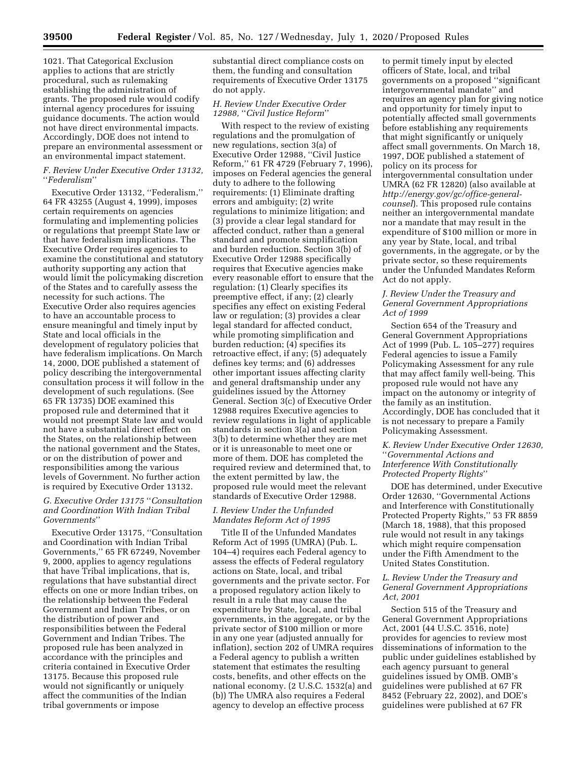1021. That Categorical Exclusion applies to actions that are strictly procedural, such as rulemaking establishing the administration of grants. The proposed rule would codify internal agency procedures for issuing guidance documents. The action would not have direct environmental impacts. Accordingly, DOE does not intend to prepare an environmental assessment or an environmental impact statement.

### F. Review Under Executive Order 13132, "Federalism"

Executive Order 13132, "Federalism," 64 FR 43255 (August 4, 1999), imposes certain requirements on agencies formulating and implementing policies or regulations that preempt State law or that have federalism implications. The Executive Order requires agencies to examine the constitutional and statutory authority supporting any action that would limit the policymaking discretion of the States and to carefully assess the necessity for such actions. The Executive Order also requires agencies to have an accountable process to ensure meaningful and timely input by State and local officials in the development of regulatory policies that have federalism implications. On March 14, 2000, DOE published a statement of policy describing the intergovernmental consultation process it will follow in the development of such regulations. (See 65 FR 13735) DOE examined this proposed rule and determined that it would not preempt State law and would not have a substantial direct effect on the States, on the relationship between the national government and the States, or on the distribution of power and responsibilities among the various levels of Government. No further action is required by Executive Order 13132.

### G. Executive Order 13175 "Consultation and Coordination With Indian Tribal Governments"

Executive Order 13175, "Consultation and Coordination with Indian Tribal Governments," 65 FR 67249, November 9, 2000, applies to agency regulations that have Tribal implications, that is, regulations that have substantial direct effects on one or more Indian tribes, on the relationship between the Federal Government and Indian Tribes, or on the distribution of power and responsibilities between the Federal Government and Indian Tribes. The proposed rule has been analyzed in accordance with the principles and criteria contained in Executive Order 13175. Because this proposed rule would not significantly or uniquely affect the communities of the Indian tribal governments or impose substantial direct compliance costs on them, the funding and consultation requirements of Executive Order 13175 do not apply.

### H. Review Under Executive Order 12988, "Civil Justice Reform"

With respect to the review of existing regulations and the promulgation of new regulations, section 3(a) of Executive Order 12988, "Civil Justice Reform," 61 FR 4729 (February 7, 1996), imposes on Federal agencies the general duty to adhere to the following requirements: (1) Eliminate drafting errors and ambiguity; (2) write regulations to minimize litigation; and (3) provide a clear legal standard for affected conduct, rather than a general standard and promote simplification and burden reduction. Section 3(b) of Executive Order 12988 specifically requires that Executive agencies make every reasonable effort to ensure that the regulation: (1) Clearly specifies its preemptive effect, if any; (2) clearly specifies any effect on existing Federal law or regulation; (3) provides a clear legal standard for affected conduct, while promoting simplification and burden reduction; (4) specifies its retroactive effect, if any; (5) adequately defines key terms; and (6) addresses other important issues affecting clarity and general draftsmanship under any guidelines issued by the Attorney General. Section 3(c) of Executive Order 12988 requires Executive agencies to review regulations in light of applicable standards in section 3(a) and section 3(b) to determine whether they are met or it is unreasonable to meet one or more of them. DOE has completed the required review and determined that, to the extent permitted by law, the proposed rule would meet the relevant standards of Executive Order 12988.

### I. Review Under the Unfunded Mandates Reform Act of 1995

Title II of the Unfunded Mandates Reform Act of 1995 (UMRA) (Pub. L. 104–4) requires each Federal agency to assess the effects of Federal regulatory actions on State, local, and tribal governments and the private sector. For a proposed regulatory action likely to result in a rule that may cause the expenditure by State, local, and tribal governments, in the aggregate, or by the private sector of $100 million or more in any one year (adjusted annually for inflation), section 202 of UMRA requires a Federal agency to publish a written statement that estimates the resulting costs, benefits, and other effects on the national economy. (2 U.S.C. 1532(a) and (b)) The UMRA also requires a Federal agency to develop an effective process to permit timely input by elected officers of State, local, and tribal governments on a proposed "significant intergovernmental mandate" and requires an agency plan for giving notice and opportunity for timely input to potentially affected small governments before establishing any requirements that might significantly or uniquely affect small governments. On March 18, 1997, DOE published a statement of policy on its process for intergovernmental consultation under UMRA (62 FR 12820) (also available at *http://energy.gov/gc/office-general-counsel*). This proposed rule contains neither an intergovernmental mandate nor a mandate that may result in the expenditure of $100 million or more in any year by State, local, and tribal governments, in the aggregate, or by the private sector, so these requirements under the Unfunded Mandates Reform Act do not apply.

### J. Review Under the Treasury and General Government Appropriations Act of 1999

Section 654 of the Treasury and General Government Appropriations Act of 1999 (Pub. L. 105–277) requires Federal agencies to issue a Family Policymaking Assessment for any rule that may affect family well-being. This proposed rule would not have any impact on the autonomy or integrity of the family as an institution. Accordingly, DOE has concluded that it is not necessary to prepare a Family Policymaking Assessment.

### K. Review Under Executive Order 12630, "Governmental Actions and Interference With Constitutionally Protected Property Rights"

DOE has determined, under Executive Order 12630, "Governmental Actions and Interference with Constitutionally Protected Property Rights," 53 FR 8859 (March 18, 1988), that this proposed rule would not result in any takings which might require compensation under the Fifth Amendment to the United States Constitution.

### L. Review Under the Treasury and General Government Appropriations Act, 2001

Section 515 of the Treasury and General Government Appropriations Act, 2001 (44 U.S.C. 3516, note) provides for agencies to review most disseminations of information to the public under guidelines established by each agency pursuant to general guidelines issued by OMB. OMB's guidelines were published at 67 FR 8452 (February 22, 2002), and DOE's guidelines were published at 67 FR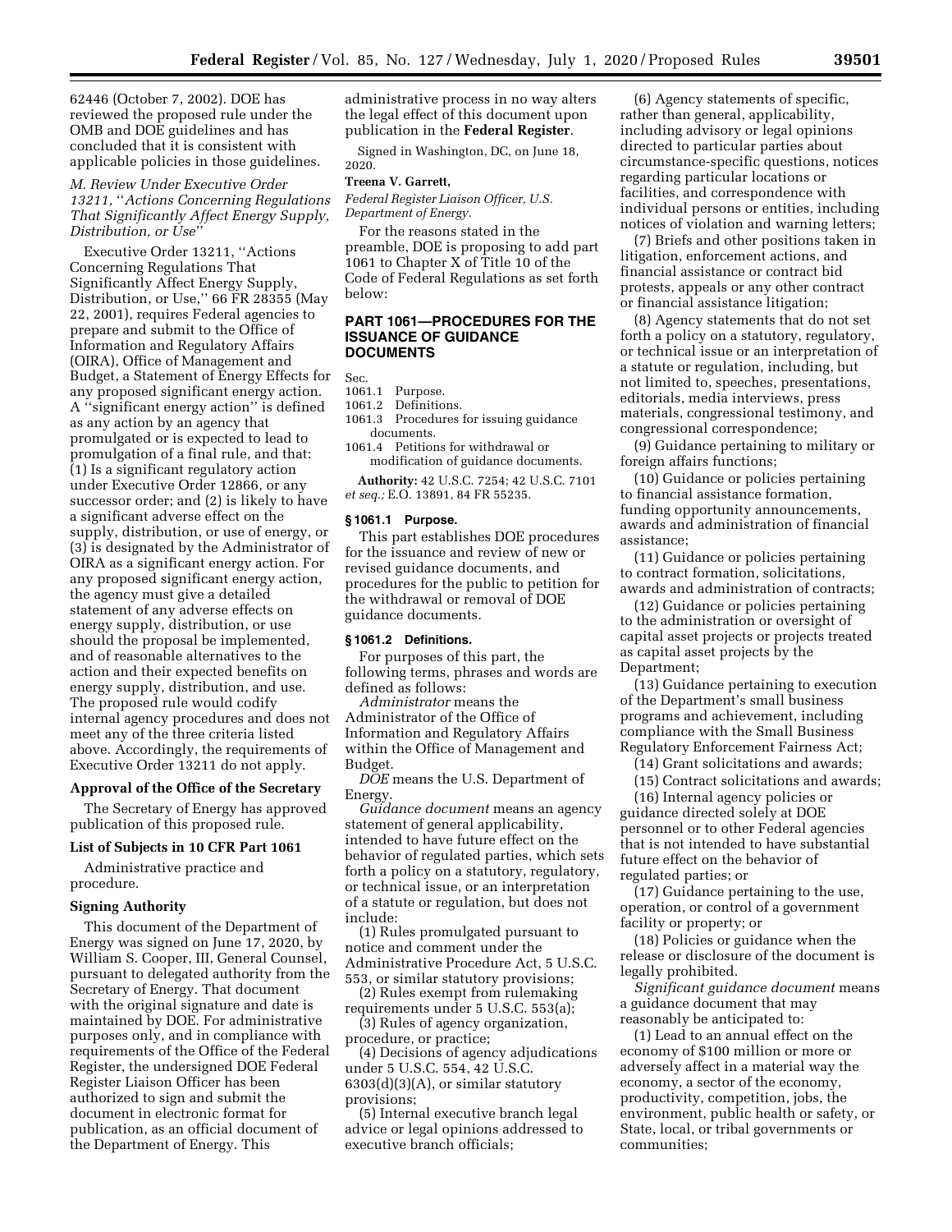62446 (October 7, 2002). DOE has reviewed the proposed rule under the OMB and DOE guidelines and has concluded that it is consistent with applicable policies in those guidelines.

### *M. Review Under Executive Order 13211, "Actions Concerning Regulations That Significantly Affect Energy Supply, Distribution, or Use"*

Executive Order 13211, "Actions Concerning Regulations That Significantly Affect Energy Supply, Distribution, or Use," 66 FR 28355 (May 22, 2001), requires Federal agencies to prepare and submit to the Office of Information and Regulatory Affairs (OIRA), Office of Management and Budget, a Statement of Energy Effects for any proposed significant energy action. A "significant energy action" is defined as any action by an agency that promulgated or is expected to lead to promulgation of a final rule, and that: (1) Is a significant regulatory action under Executive Order 12866, or any successor order; and (2) is likely to have a significant adverse effect on the supply, distribution, or use of energy, or (3) is designated by the Administrator of OIRA as a significant energy action. For any proposed significant energy action, the agency must give a detailed statement of any adverse effects on energy supply, distribution, or use should the proposal be implemented, and of reasonable alternatives to the action and their expected benefits on energy supply, distribution, and use. The proposed rule would codify internal agency procedures and does not meet any of the three criteria listed above. Accordingly, the requirements of Executive Order 13211 do not apply.

## Approval of the Office of the Secretary

The Secretary of Energy has approved publication of this proposed rule.

## List of Subjects in 10 CFR Part 1061

Administrative practice and procedure.

## Signing Authority

This document of the Department of Energy was signed on June 17, 2020, by William S. Cooper, III, General Counsel, pursuant to delegated authority from the Secretary of Energy. That document with the original signature and date is maintained by DOE. For administrative purposes only, and in compliance with requirements of the Office of the Federal Register, the undersigned DOE Federal Register Liaison Officer has been authorized to sign and submit the document in electronic format for publication, as an official document of the Department of Energy. This administrative process in no way alters the legal effect of this document upon publication in the **Federal Register**.

Signed in Washington, DC, on June 18, 2020.

**Treena V. Garrett,**

*Federal Register Liaison Officer, U.S. Department of Energy.*

For the reasons stated in the preamble, DOE is proposing to add part 1061 to Chapter X of Title 10 of the Code of Federal Regulations as set forth below:

## PART 1061—PROCEDURES FOR THE ISSUANCE OF GUIDANCE DOCUMENTS

Sec.
1061.1 Purpose.
1061.2 Definitions.
1061.3 Procedures for issuing guidance documents.
1061.4 Petitions for withdrawal or modification of guidance documents.

**Authority:** 42 U.S.C. 7254; 42 U.S.C. 7101 *et seq.;* E.O. 13891, 84 FR 55235.

### § 1061.1 Purpose.

This part establishes DOE procedures for the issuance and review of new or revised guidance documents, and procedures for the public to petition for the withdrawal or removal of DOE guidance documents.

### § 1061.2 Definitions.

For purposes of this part, the following terms, phrases and words are defined as follows:

*Administrator* means the Administrator of the Office of Information and Regulatory Affairs within the Office of Management and Budget.

*DOE* means the U.S. Department of Energy.

*Guidance document* means an agency statement of general applicability, intended to have future effect on the behavior of regulated parties, which sets forth a policy on a statutory, regulatory, or technical issue, or an interpretation of a statute or regulation, but does not include:

(1) Rules promulgated pursuant to notice and comment under the Administrative Procedure Act, 5 U.S.C. 553, or similar statutory provisions;

(2) Rules exempt from rulemaking requirements under 5 U.S.C. 553(a);

(3) Rules of agency organization, procedure, or practice;

(4) Decisions of agency adjudications under 5 U.S.C. 554, 42 U.S.C. 6303(d)(3)(A), or similar statutory provisions;

(5) Internal executive branch legal advice or legal opinions addressed to executive branch officials;

(6) Agency statements of specific, rather than general, applicability, including advisory or legal opinions directed to particular parties about circumstance-specific questions, notices regarding particular locations or facilities, and correspondence with individual persons or entities, including notices of violation and warning letters;

(7) Briefs and other positions taken in litigation, enforcement actions, and financial assistance or contract bid protests, appeals or any other contract or financial assistance litigation;

(8) Agency statements that do not set forth a policy on a statutory, regulatory, or technical issue or an interpretation of a statute or regulation, including, but not limited to, speeches, presentations, editorials, media interviews, press materials, congressional testimony, and congressional correspondence;

(9) Guidance pertaining to military or foreign affairs functions;

(10) Guidance or policies pertaining to financial assistance formation, funding opportunity announcements, awards and administration of financial assistance;

(11) Guidance or policies pertaining to contract formation, solicitations, awards and administration of contracts;

(12) Guidance or policies pertaining to the administration or oversight of capital asset projects or projects treated as capital asset projects by the Department;

(13) Guidance pertaining to execution of the Department's small business programs and achievement, including compliance with the Small Business Regulatory Enforcement Fairness Act;

(14) Grant solicitations and awards;

(15) Contract solicitations and awards;

(16) Internal agency policies or guidance directed solely at DOE personnel or to other Federal agencies that is not intended to have substantial future effect on the behavior of regulated parties; or

(17) Guidance pertaining to the use, operation, or control of a government facility or property; or

(18) Policies or guidance when the release or disclosure of the document is legally prohibited.

*Significant guidance document* means a guidance document that may reasonably be anticipated to:

(1) Lead to an annual effect on the economy of $100 million or more or adversely affect in a material way the economy, a sector of the economy, productivity, competition, jobs, the environment, public health or safety, or State, local, or tribal governments or communities;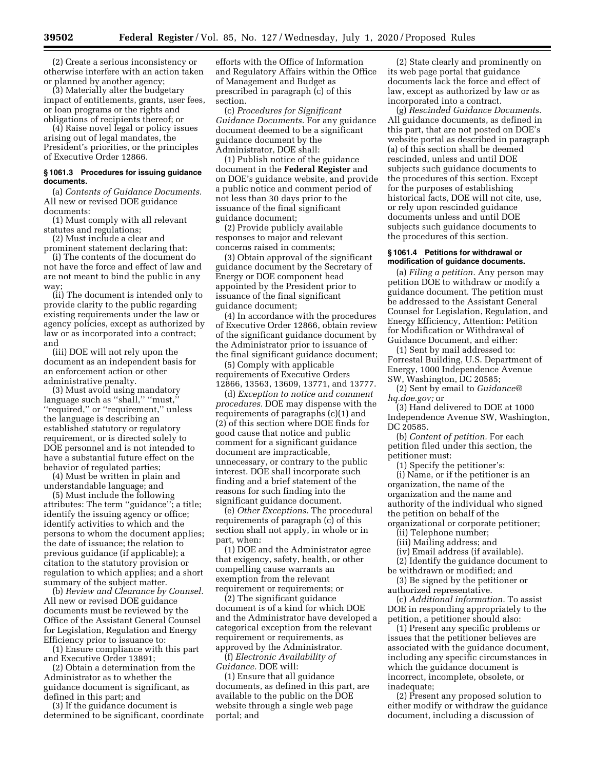(2) Create a serious inconsistency or otherwise interfere with an action taken or planned by another agency;

(3) Materially alter the budgetary impact of entitlements, grants, user fees, or loan programs or the rights and obligations of recipients thereof; or

(4) Raise novel legal or policy issues arising out of legal mandates, the President's priorities, or the principles of Executive Order 12866.

### § 1061.3 Procedures for issuing guidance documents.

(a) *Contents of Guidance Documents.* All new or revised DOE guidance documents:

(1) Must comply with all relevant statutes and regulations;

(2) Must include a clear and prominent statement declaring that:

(i) The contents of the document do not have the force and effect of law and are not meant to bind the public in any way;

(ii) The document is intended only to provide clarity to the public regarding existing requirements under the law or agency policies, except as authorized by law or as incorporated into a contract; and

(iii) DOE will not rely upon the document as an independent basis for an enforcement action or other administrative penalty.

(3) Must avoid using mandatory language such as "shall," "must," "required," or "requirement," unless the language is describing an established statutory or regulatory requirement, or is directed solely to DOE personnel and is not intended to have a substantial future effect on the behavior of regulated parties;

(4) Must be written in plain and understandable language; and

(5) Must include the following attributes: The term "guidance"; a title; identify the issuing agency or office; identify activities to which and the persons to whom the document applies; the date of issuance; the relation to previous guidance (if applicable); a citation to the statutory provision or regulation to which applies; and a short summary of the subject matter.

(b) *Review and Clearance by Counsel.* All new or revised DOE guidance documents must be reviewed by the Office of the Assistant General Counsel for Legislation, Regulation and Energy Efficiency prior to issuance to:

(1) Ensure compliance with this part and Executive Order 13891;

(2) Obtain a determination from the Administrator as to whether the guidance document is significant, as defined in this part; and

(3) If the guidance document is determined to be significant, coordinate efforts with the Office of Information and Regulatory Affairs within the Office of Management and Budget as prescribed in paragraph (c) of this section.

(c) *Procedures for Significant Guidance Documents.* For any guidance document deemed to be a significant guidance document by the Administrator, DOE shall:

(1) Publish notice of the guidance document in the **Federal Register** and on DOE's guidance website, and provide a public notice and comment period of not less than 30 days prior to the issuance of the final significant guidance document;

(2) Provide publicly available responses to major and relevant concerns raised in comments;

(3) Obtain approval of the significant guidance document by the Secretary of Energy or DOE component head appointed by the President prior to issuance of the final significant guidance document;

(4) In accordance with the procedures of Executive Order 12866, obtain review of the significant guidance document by the Administrator prior to issuance of the final significant guidance document;

(5) Comply with applicable requirements of Executive Orders 12866, 13563, 13609, 13771, and 13777.

(d) *Exception to notice and comment procedures.* DOE may dispense with the requirements of paragraphs (c)(1) and (2) of this section where DOE finds for good cause that notice and public comment for a significant guidance document are impracticable, unnecessary, or contrary to the public interest. DOE shall incorporate such finding and a brief statement of the reasons for such finding into the significant guidance document.

(e) *Other Exceptions.* The procedural requirements of paragraph (c) of this section shall not apply, in whole or in part, when:

(1) DOE and the Administrator agree that exigency, safety, health, or other compelling cause warrants an exemption from the relevant requirement or requirements; or

(2) The significant guidance document is of a kind for which DOE and the Administrator have developed a categorical exception from the relevant requirement or requirements, as approved by the Administrator.

(f) *Electronic Availability of Guidance.* DOE will:

(1) Ensure that all guidance documents, as defined in this part, are available to the public on the DOE website through a single web page portal; and

(2) State clearly and prominently on its web page portal that guidance documents lack the force and effect of law, except as authorized by law or as incorporated into a contract.

(g) *Rescinded Guidance Documents.* All guidance documents, as defined in this part, that are not posted on DOE's website portal as described in paragraph (a) of this section shall be deemed rescinded, unless and until DOE subjects such guidance documents to the procedures of this section. Except for the purposes of establishing historical facts, DOE will not cite, use, or rely upon rescinded guidance documents unless and until DOE subjects such guidance documents to the procedures of this section.

### § 1061.4 Petitions for withdrawal or modification of guidance documents.

(a) *Filing a petition.* Any person may petition DOE to withdraw or modify a guidance document. The petition must be addressed to the Assistant General Counsel for Legislation, Regulation, and Energy Efficiency, Attention: Petition for Modification or Withdrawal of Guidance Document, and either:

(1) Sent by mail addressed to: Forrestal Building, U.S. Department of Energy, 1000 Independence Avenue SW, Washington, DC 20585;

(2) Sent by email to *Guidance@hq.doe.gov;* or

(3) Hand delivered to DOE at 1000 Independence Avenue SW, Washington, DC 20585.

(b) *Content of petition.* For each petition filed under this section, the petitioner must:

(1) Specify the petitioner's:

(i) Name, or if the petitioner is an organization, the name of the organization and the name and authority of the individual who signed the petition on behalf of the organizational or corporate petitioner;

(ii) Telephone number;

(iii) Mailing address; and

(iv) Email address (if available).

(2) Identify the guidance document to be withdrawn or modified; and

(3) Be signed by the petitioner or authorized representative.

(c) *Additional information.* To assist DOE in responding appropriately to the petition, a petitioner should also:

(1) Present any specific problems or issues that the petitioner believes are associated with the guidance document, including any specific circumstances in which the guidance document is incorrect, incomplete, obsolete, or inadequate;

(2) Present any proposed solution to either modify or withdraw the guidance document, including a discussion of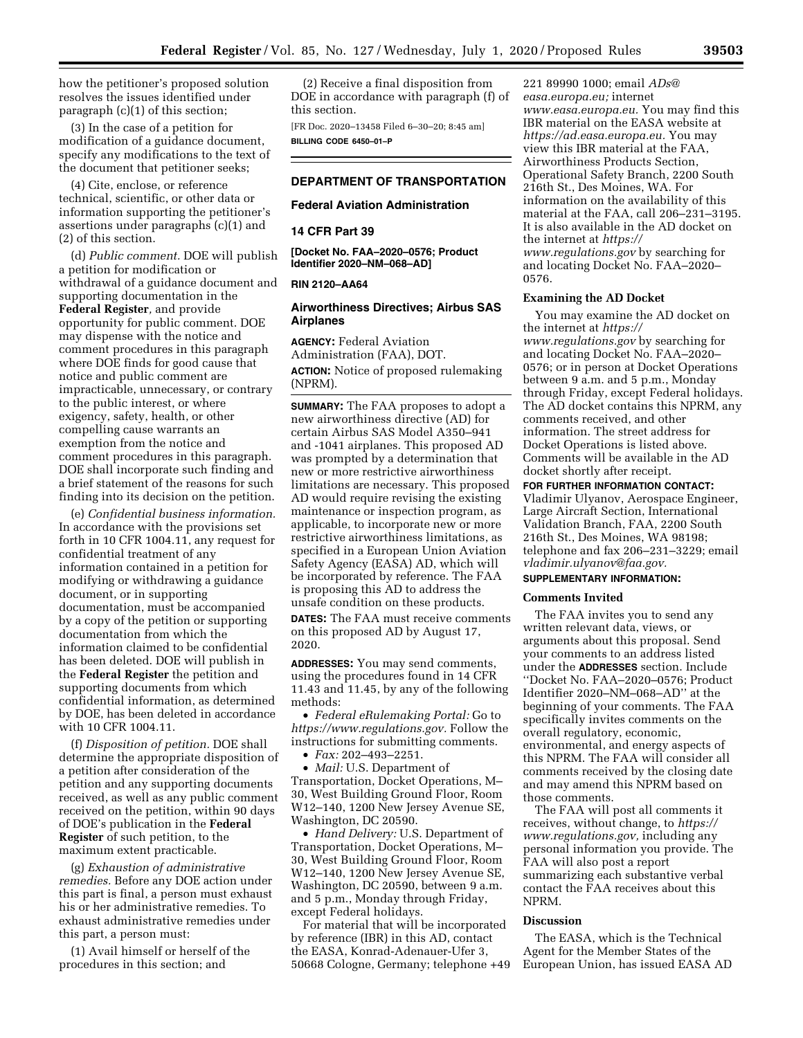how the petitioner's proposed solution resolves the issues identified under paragraph (c)(1) of this section;

(3) In the case of a petition for modification of a guidance document, specify any modifications to the text of the document that petitioner seeks;

(4) Cite, enclose, or reference technical, scientific, or other data or information supporting the petitioner's assertions under paragraphs (c)(1) and (2) of this section.

(d) *Public comment.* DOE will publish a petition for modification or withdrawal of a guidance document and supporting documentation in the **Federal Register**, and provide opportunity for public comment. DOE may dispense with the notice and comment procedures in this paragraph where DOE finds for good cause that notice and public comment are impracticable, unnecessary, or contrary to the public interest, or where exigency, safety, health, or other compelling cause warrants an exemption from the notice and comment procedures in this paragraph. DOE shall incorporate such finding and a brief statement of the reasons for such finding into its decision on the petition.

(e) *Confidential business information.* In accordance with the provisions set forth in 10 CFR 1004.11, any request for confidential treatment of any information contained in a petition for modifying or withdrawing a guidance document, or in supporting documentation, must be accompanied by a copy of the petition or supporting documentation from which the information claimed to be confidential has been deleted. DOE will publish in the **Federal Register** the petition and supporting documents from which confidential information, as determined by DOE, has been deleted in accordance with 10 CFR 1004.11.

(f) *Disposition of petition.* DOE shall determine the appropriate disposition of a petition after consideration of the petition and any supporting documents received, as well as any public comment received on the petition, within 90 days of DOE's publication in the **Federal Register** of such petition, to the maximum extent practicable.

(g) *Exhaustion of administrative remedies.* Before any DOE action under this part is final, a person must exhaust his or her administrative remedies. To exhaust administrative remedies under this part, a person must:

(1) Avail himself or herself of the procedures in this section; and

(2) Receive a final disposition from DOE in accordance with paragraph (f) of this section.

[FR Doc. 2020–13458 Filed 6–30–20; 8:45 am]

**BILLING CODE 6450–01–P**

---

## DEPARTMENT OF TRANSPORTATION

### Federal Aviation Administration

### 14 CFR Part 39

**[Docket No. FAA–2020–0576; Product Identifier 2020–NM–068–AD]**

**RIN 2120–AA64**

### Airworthiness Directives; Airbus SAS Airplanes

**AGENCY:** Federal Aviation Administration (FAA), DOT.

**ACTION:** Notice of proposed rulemaking (NPRM).

**SUMMARY:** The FAA proposes to adopt a new airworthiness directive (AD) for certain Airbus SAS Model A350–941 and -1041 airplanes. This proposed AD was prompted by a determination that new or more restrictive airworthiness limitations are necessary. This proposed AD would require revising the existing maintenance or inspection program, as applicable, to incorporate new or more restrictive airworthiness limitations, as specified in a European Union Aviation Safety Agency (EASA) AD, which will be incorporated by reference. The FAA is proposing this AD to address the unsafe condition on these products.

**DATES:** The FAA must receive comments on this proposed AD by August 17, 2020.

**ADDRESSES:** You may send comments, using the procedures found in 14 CFR 11.43 and 11.45, by any of the following methods:

- *Federal eRulemaking Portal:* Go to *https://www.regulations.gov.* Follow the instructions for submitting comments.
- *Fax:* 202–493–2251.
- *Mail:* U.S. Department of Transportation, Docket Operations, M–30, West Building Ground Floor, Room W12–140, 1200 New Jersey Avenue SE, Washington, DC 20590.
- *Hand Delivery:* U.S. Department of Transportation, Docket Operations, M–30, West Building Ground Floor, Room W12–140, 1200 New Jersey Avenue SE, Washington, DC 20590, between 9 a.m. and 5 p.m., Monday through Friday, except Federal holidays.

For material that will be incorporated by reference (IBR) in this AD, contact the EASA, Konrad-Adenauer-Ufer 3, 50668 Cologne, Germany; telephone +49 221 89990 1000; email *ADs@easa.europa.eu;* internet *www.easa.europa.eu.* You may find this IBR material on the EASA website at *https://ad.easa.europa.eu.* You may view this IBR material at the FAA, Airworthiness Products Section, Operational Safety Branch, 2200 South 216th St., Des Moines, WA. For information on the availability of this material at the FAA, call 206–231–3195. It is also available in the AD docket on the internet at *https://www.regulations.gov* by searching for and locating Docket No. FAA–2020–0576.

#### Examining the AD Docket

You may examine the AD docket on the internet at *https://www.regulations.gov* by searching for and locating Docket No. FAA–2020–0576; or in person at Docket Operations between 9 a.m. and 5 p.m., Monday through Friday, except Federal holidays. The AD docket contains this NPRM, any comments received, and other information. The street address for Docket Operations is listed above. Comments will be available in the AD docket shortly after receipt.

**FOR FURTHER INFORMATION CONTACT:** Vladimir Ulyanov, Aerospace Engineer, Large Aircraft Section, International Validation Branch, FAA, 2200 South 216th St., Des Moines, WA 98198; telephone and fax 206–231–3229; email *vladimir.ulyanov@faa.gov.*

**SUPPLEMENTARY INFORMATION:**

#### Comments Invited

The FAA invites you to send any written relevant data, views, or arguments about this proposal. Send your comments to an address listed under the **ADDRESSES** section. Include ''Docket No. FAA–2020–0576; Product Identifier 2020–NM–068–AD'' at the beginning of your comments. The FAA specifically invites comments on the overall regulatory, economic, environmental, and energy aspects of this NPRM. The FAA will consider all comments received by the closing date and may amend this NPRM based on those comments.

The FAA will post all comments it receives, without change, to *https://www.regulations.gov,* including any personal information you provide. The FAA will also post a report summarizing each substantive verbal contact the FAA receives about this NPRM.

#### Discussion

The EASA, which is the Technical Agent for the Member States of the European Union, has issued EASA AD